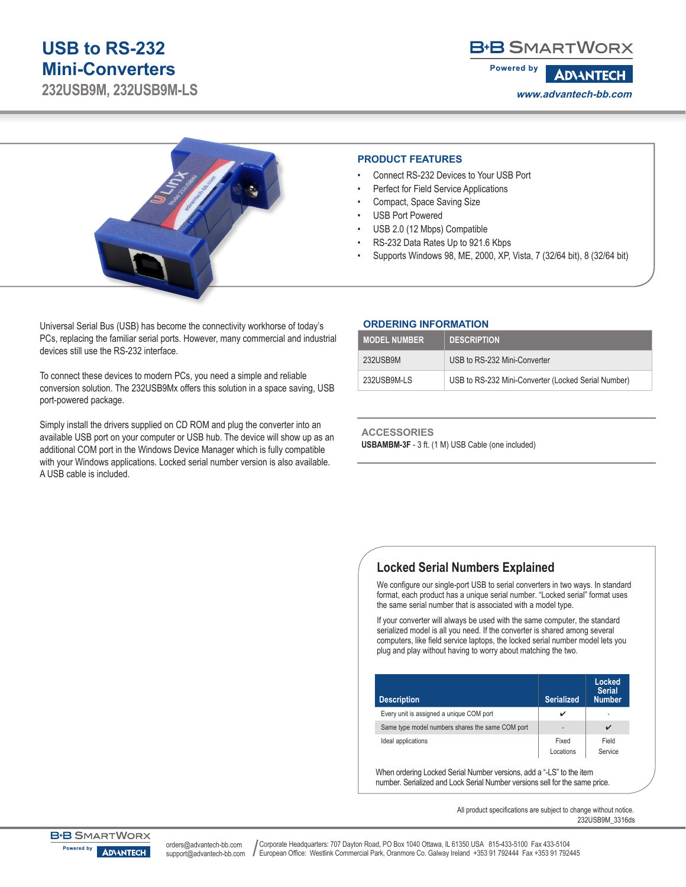# USB to RS-232 Mini-Converters

## 232USB9M, 232USB9M-LS

### PRODUCT FEATURES

- Connect RS-232 Devices to Your USB Port
- Perfect for Field Service Applications
- Compact, Space Saving Size
- USB Port Powered
- USB 2.0 (12 Mbps) Compatible
- RS-232 Data Rates Up to 921.6 Kbps
- Supports Windows 98, ME, 2000, XP, Vista, 7 (32/64 bit), 8 (32/64 bit)

Universal Serial Bus (USB) has become the connectivity workhorse of today's PCs, replacing the familiar serial ports. However, many commercial and industrial devices still use the RS-232 interface.

To connect these devices to modern PCs, you need a simple and reliable conversion solution. The 232USB9Mx offers this solution in a space saving, USB port-powered package.

Simply install the drivers supplied on CD ROM and plug the converter into an available USB port on your computer or USB hub. The device will show up as an additional COM port in the Windows Device Manager which is fully compatible with your Windows applications. Locked serial number version is also available. A USB cable is included.

### ORDERING INFORMATION

| MODEL NUMBER | DESCRIPTION |
|---|---|
| 232USB9M | USB to RS-232 Mini-Converter |
| 232USB9M-LS | USB to RS-232 Mini-Converter (Locked Serial Number) |

### ACCESSORIES

**USBAMBM-3F** - 3 ft. (1 M) USB Cable (one included)

### Locked Serial Numbers Explained

We configure our single-port USB to serial converters in two ways. In standard format, each product has a unique serial number. "Locked serial" format uses the same serial number that is associated with a model type.

If your converter will always be used with the same computer, the standard serialized model is all you need. If the converter is shared among several computers, like field service laptops, the locked serial number model lets you plug and play without having to worry about matching the two.

| Description | Serialized | Locked Serial Number |
|---|---|---|
| Every unit is assigned a unique COM port | ✔ | - |
| Same type model numbers shares the same COM port | - | ✔ |
| Ideal applications | Fixed Locations | Field Service |

When ordering Locked Serial Number versions, add a "-LS" to the item number. Serialized and Lock Serial Number versions sell for the same price.

All product specifications are subject to change without notice.
232USB9M_3316ds

orders@advantech-bb.com
support@advantech-bb.com

Corporate Headquarters: 707 Dayton Road, PO Box 1040 Ottawa, IL 61350 USA 815-433-5100 Fax 433-5104
European Office: Westlink Commercial Park, Oranmore Co. Galway Ireland +353 91 792444 Fax +353 91 792445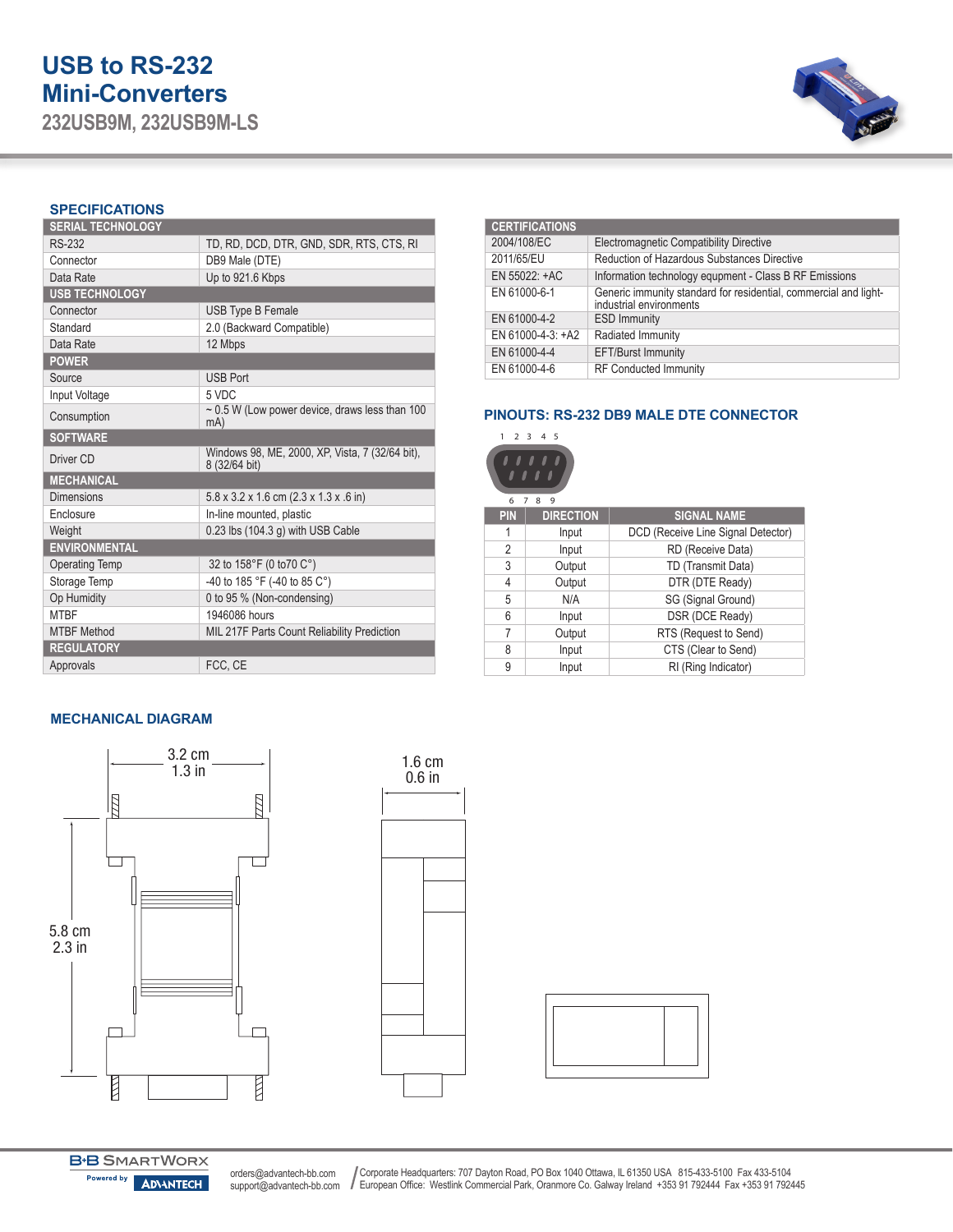# USB to RS-232 Mini-Converters

## 232USB9M, 232USB9M-LS

## SPECIFICATIONS

| | |
|---|---|
| **SERIAL TECHNOLOGY** | |
| RS-232 | TD, RD, DCD, DTR, GND, SDR, RTS, CTS, RI |
| Connector | DB9 Male (DTE) |
| Data Rate | Up to 921.6 Kbps |
| **USB TECHNOLOGY** | |
| Connector | USB Type B Female |
| Standard | 2.0 (Backward Compatible) |
| Data Rate | 12 Mbps |
| **POWER** | |
| Source | USB Port |
| Input Voltage | 5 VDC |
| Consumption | ~ 0.5 W (Low power device, draws less than 100 mA) |
| **SOFTWARE** | |
| Driver CD | Windows 98, ME, 2000, XP, Vista, 7 (32/64 bit), 8 (32/64 bit) |
| **MECHANICAL** | |
| Dimensions | 5.8 x 3.2 x 1.6 cm (2.3 x 1.3 x .6 in) |
| Enclosure | In-line mounted, plastic |
| Weight | 0.23 lbs (104.3 g) with USB Cable |
| **ENVIRONMENTAL** | |
| Operating Temp | 32 to 158°F (0 to70 C°) |
| Storage Temp | -40 to 185 °F (-40 to 85 C°) |
| Op Humidity | 0 to 95 % (Non-condensing) |
| MTBF | 1946086 hours |
| MTBF Method | MIL 217F Parts Count Reliability Prediction |
| **REGULATORY** | |
| Approvals | FCC, CE |

| CERTIFICATIONS | |
|---|---|
| 2004/108/EC | Electromagnetic Compatibility Directive |
| 2011/65/EU | Reduction of Hazardous Substances Directive |
| EN 55022: +AC | Information technology equpment - Class B RF Emissions |
| EN 61000-6-1 | Generic immunity standard for residential, commercial and light-industrial environments |
| EN 61000-4-2 | ESD Immunity |
| EN 61000-4-3: +A2 | Radiated Immunity |
| EN 61000-4-4 | EFT/Burst Immunity |
| EN 61000-4-6 | RF Conducted Immunity |

## PINOUTS: RS-232 DB9 MALE DTE CONNECTOR

1 2 3 4 5

6 7 8 9

| PIN | DIRECTION | SIGNAL NAME |
|---|---|---|
| 1 | Input | DCD (Receive Line Signal Detector) |
| 2 | Input | RD (Receive Data) |
| 3 | Output | TD (Transmit Data) |
| 4 | Output | DTR (DTE Ready) |
| 5 | N/A | SG (Signal Ground) |
| 6 | Input | DSR (DCE Ready) |
| 7 | Output | RTS (Request to Send) |
| 8 | Input | CTS (Clear to Send) |
| 9 | Input | RI (Ring Indicator) |

## MECHANICAL DIAGRAM

3.2 cm
1.3 in

5.8 cm
2.3 in

1.6 cm
0.6 in

B+B SMARTWORX Powered by ADVANTECH

orders@advantech-bb.com
support@advantech-bb.com

Corporate Headquarters: 707 Dayton Road, PO Box 1040 Ottawa, IL 61350 USA 815-433-5100 Fax 433-5104
European Office: Westlink Commercial Park, Oranmore Co. Galway Ireland +353 91 792444 Fax +353 91 792445